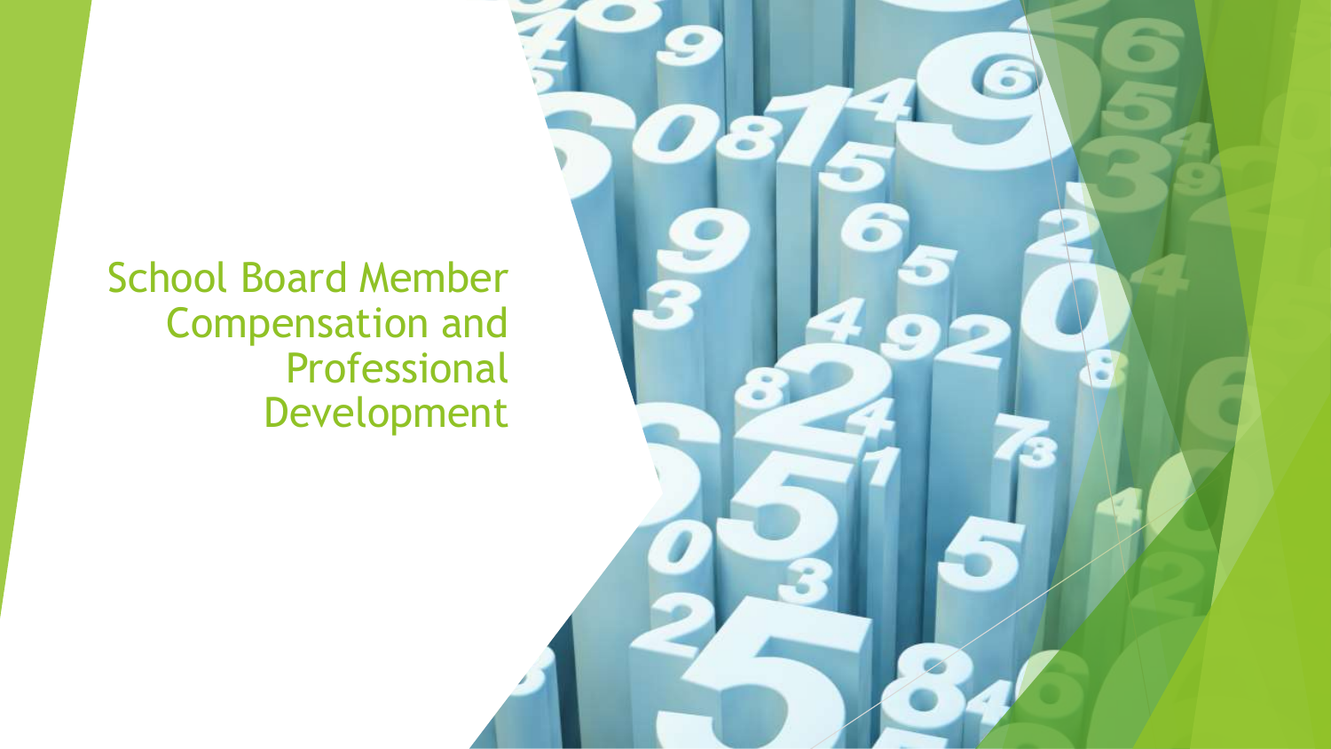# School Board Member Compensation and Professional Development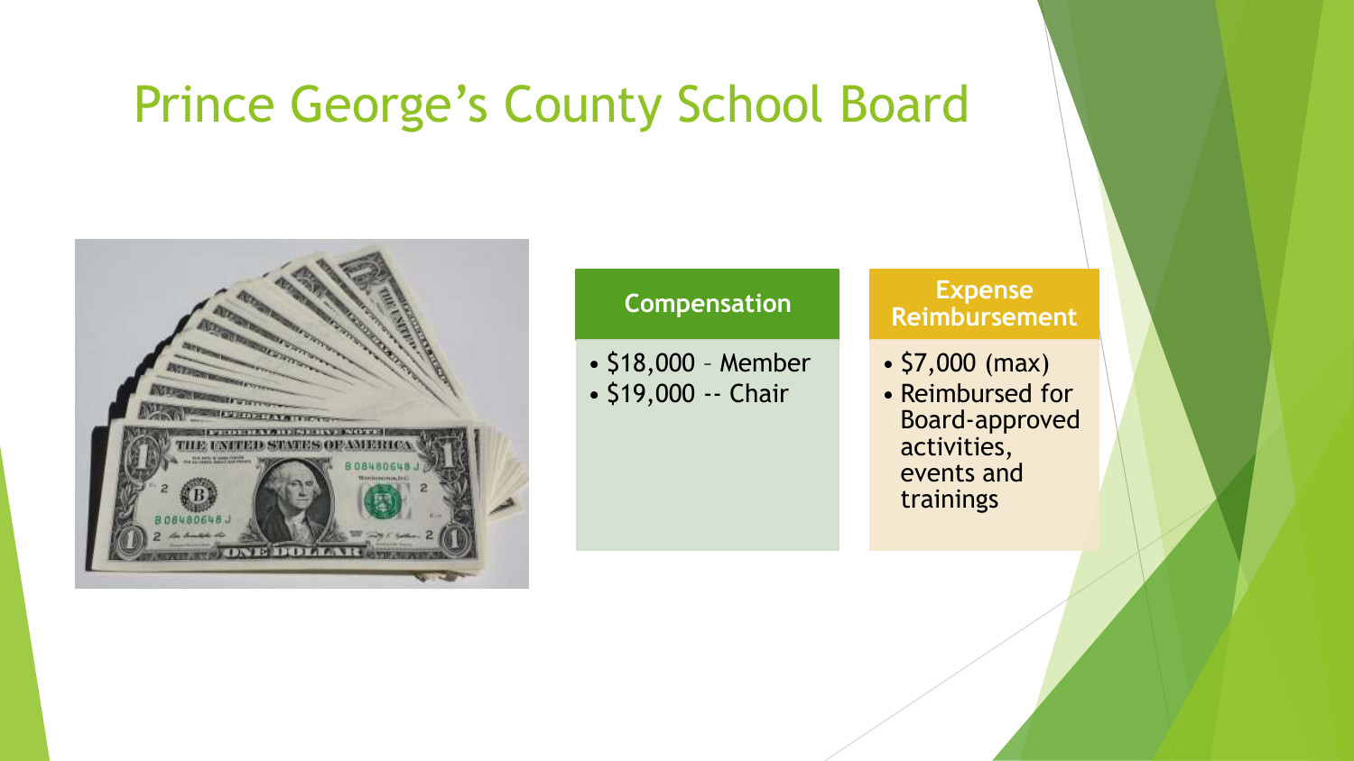# Prince George's County School Board

## Compensation

- $18,000 – Member
- $19,000 -- Chair

## Expense Reimbursement

- $7,000 (max)
- Reimbursed for Board-approved activities, events and trainings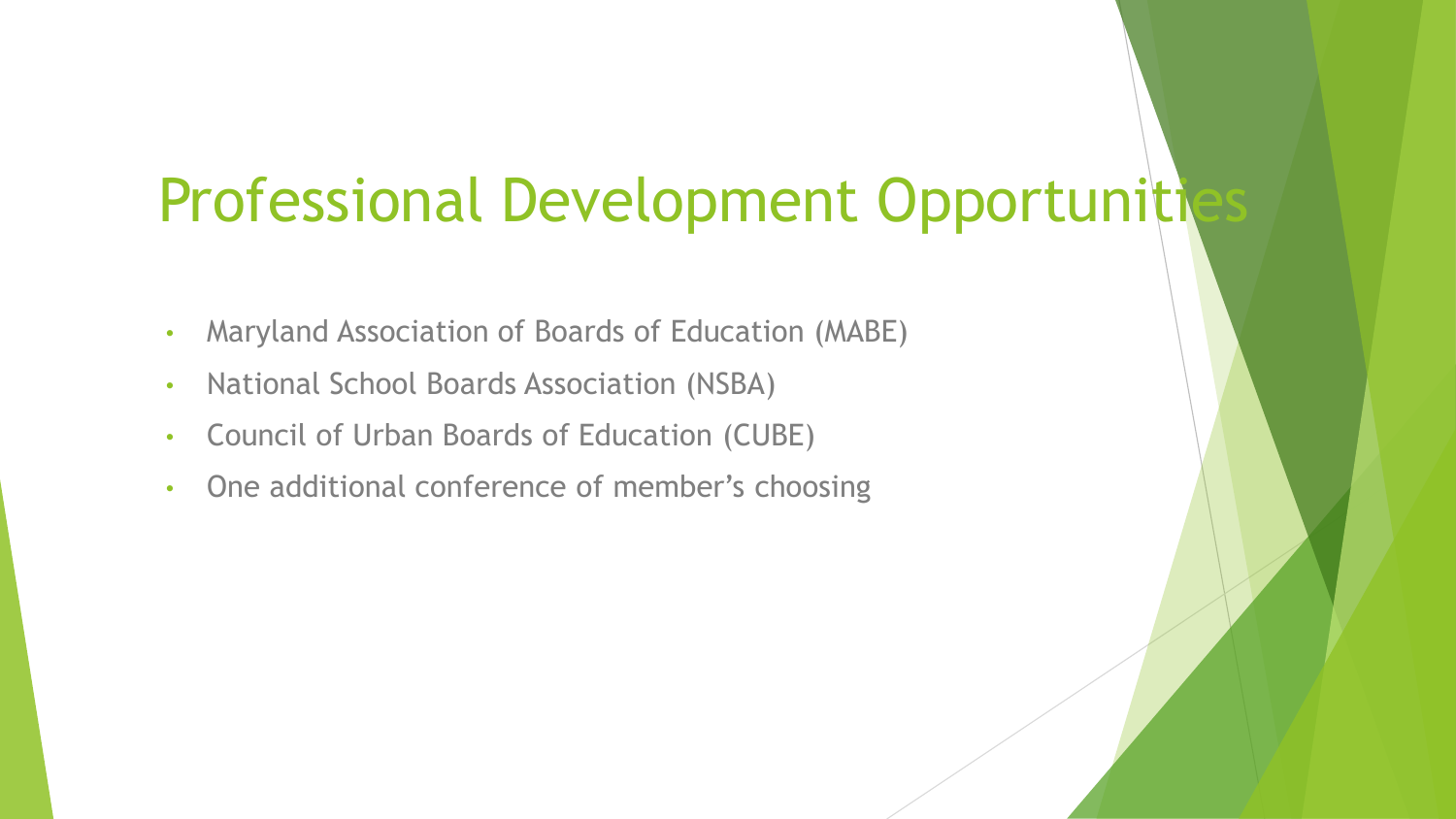# Professional Development Opportunities

- Maryland Association of Boards of Education (MABE)
- National School Boards Association (NSBA)
- Council of Urban Boards of Education (CUBE)
- One additional conference of member's choosing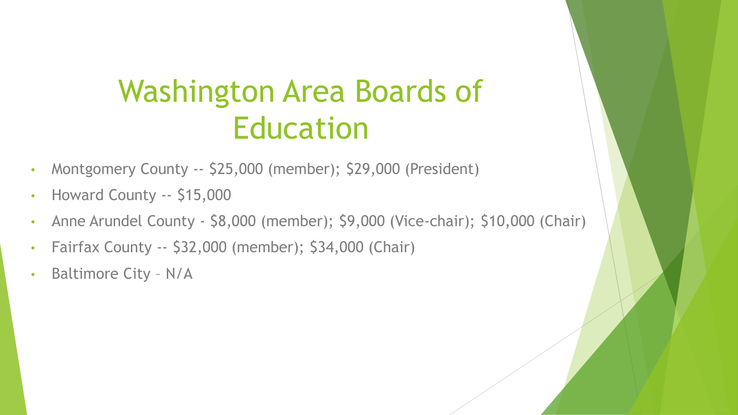# Washington Area Boards of Education

- Montgomery County -- $25,000 (member); $29,000 (President)
- Howard County -- $15,000
- Anne Arundel County - $8,000 (member); $9,000 (Vice-chair); $10,000 (Chair)
- Fairfax County -- $32,000 (member); $34,000 (Chair)
- Baltimore City – N/A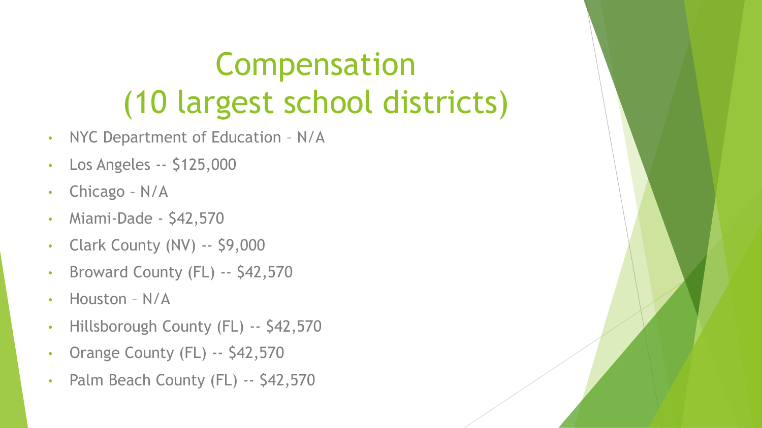# Compensation (10 largest school districts)

- NYC Department of Education – N/A
- Los Angeles -- $125,000
- Chicago – N/A
- Miami-Dade - $42,570
- Clark County (NV) -- $9,000
- Broward County (FL) -- $42,570
- Houston – N/A
- Hillsborough County (FL) -- $42,570
- Orange County (FL) -- $42,570
- Palm Beach County (FL) -- $42,570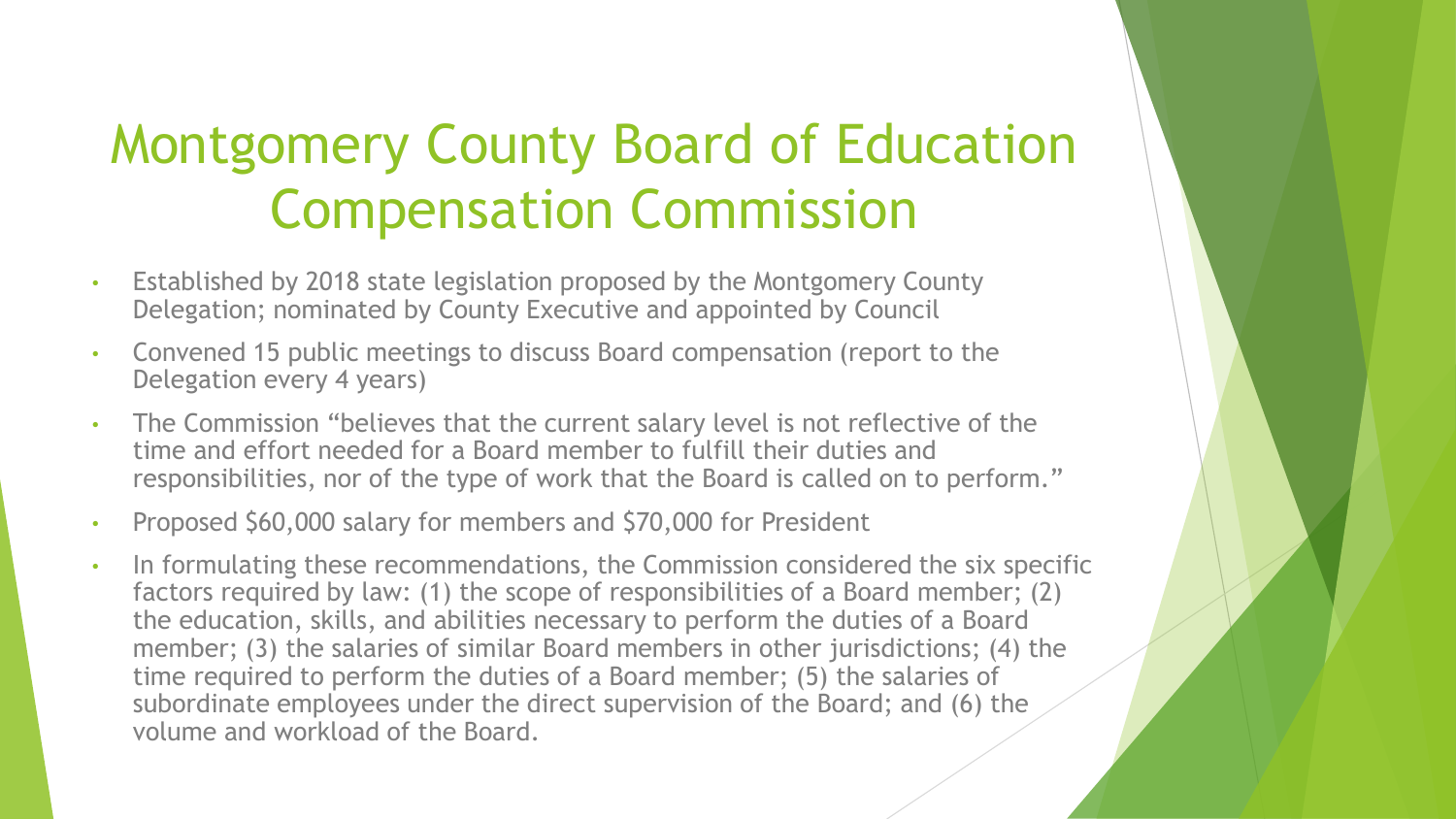# Montgomery County Board of Education Compensation Commission

- Established by 2018 state legislation proposed by the Montgomery County Delegation; nominated by County Executive and appointed by Council
- Convened 15 public meetings to discuss Board compensation (report to the Delegation every 4 years)
- The Commission "believes that the current salary level is not reflective of the time and effort needed for a Board member to fulfill their duties and responsibilities, nor of the type of work that the Board is called on to perform."
- Proposed $60,000 salary for members and $70,000 for President
- In formulating these recommendations, the Commission considered the six specific factors required by law: (1) the scope of responsibilities of a Board member; (2) the education, skills, and abilities necessary to perform the duties of a Board member; (3) the salaries of similar Board members in other jurisdictions; (4) the time required to perform the duties of a Board member; (5) the salaries of subordinate employees under the direct supervision of the Board; and (6) the volume and workload of the Board.